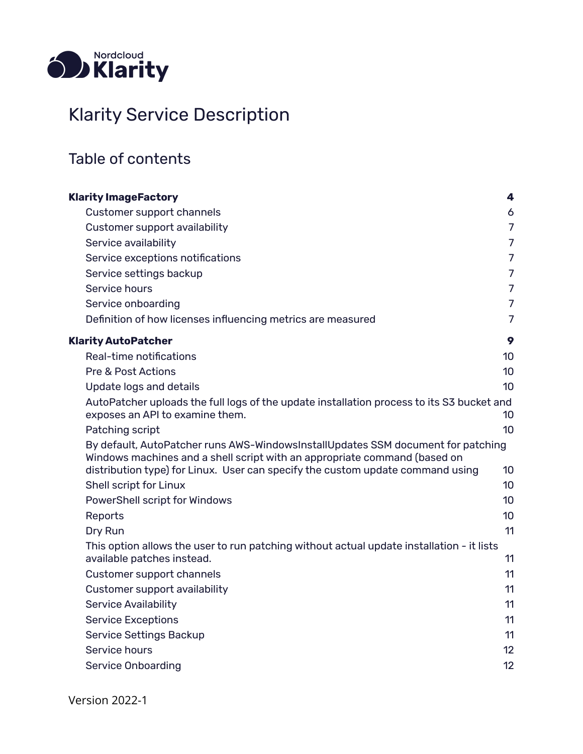Nordcloud Klarity

# Klarity Service Description

## Table of contents

| | |
|---|---|
| **Klarity ImageFactory** | **4** |
| Customer support channels | 6 |
| Customer support availability | 7 |
| Service availability | 7 |
| Service exceptions notifications | 7 |
| Service settings backup | 7 |
| Service hours | 7 |
| Service onboarding | 7 |
| Definition of how licenses influencing metrics are measured | 7 |
| **Klarity AutoPatcher** | **9** |
| Real-time notifications | 10 |
| Pre & Post Actions | 10 |
| Update logs and details | 10 |
| AutoPatcher uploads the full logs of the update installation process to its S3 bucket and exposes an API to examine them. | 10 |
| Patching script | 10 |
| By default, AutoPatcher runs AWS-WindowsInstallUpdates SSM document for patching Windows machines and a shell script with an appropriate command (based on distribution type) for Linux. User can specify the custom update command using | 10 |
| Shell script for Linux | 10 |
| PowerShell script for Windows | 10 |
| Reports | 10 |
| Dry Run | 11 |
| This option allows the user to run patching without actual update installation - it lists available patches instead. | 11 |
| Customer support channels | 11 |
| Customer support availability | 11 |
| Service Availability | 11 |
| Service Exceptions | 11 |
| Service Settings Backup | 11 |
| Service hours | 12 |
| Service Onboarding | 12 |

Version 2022-1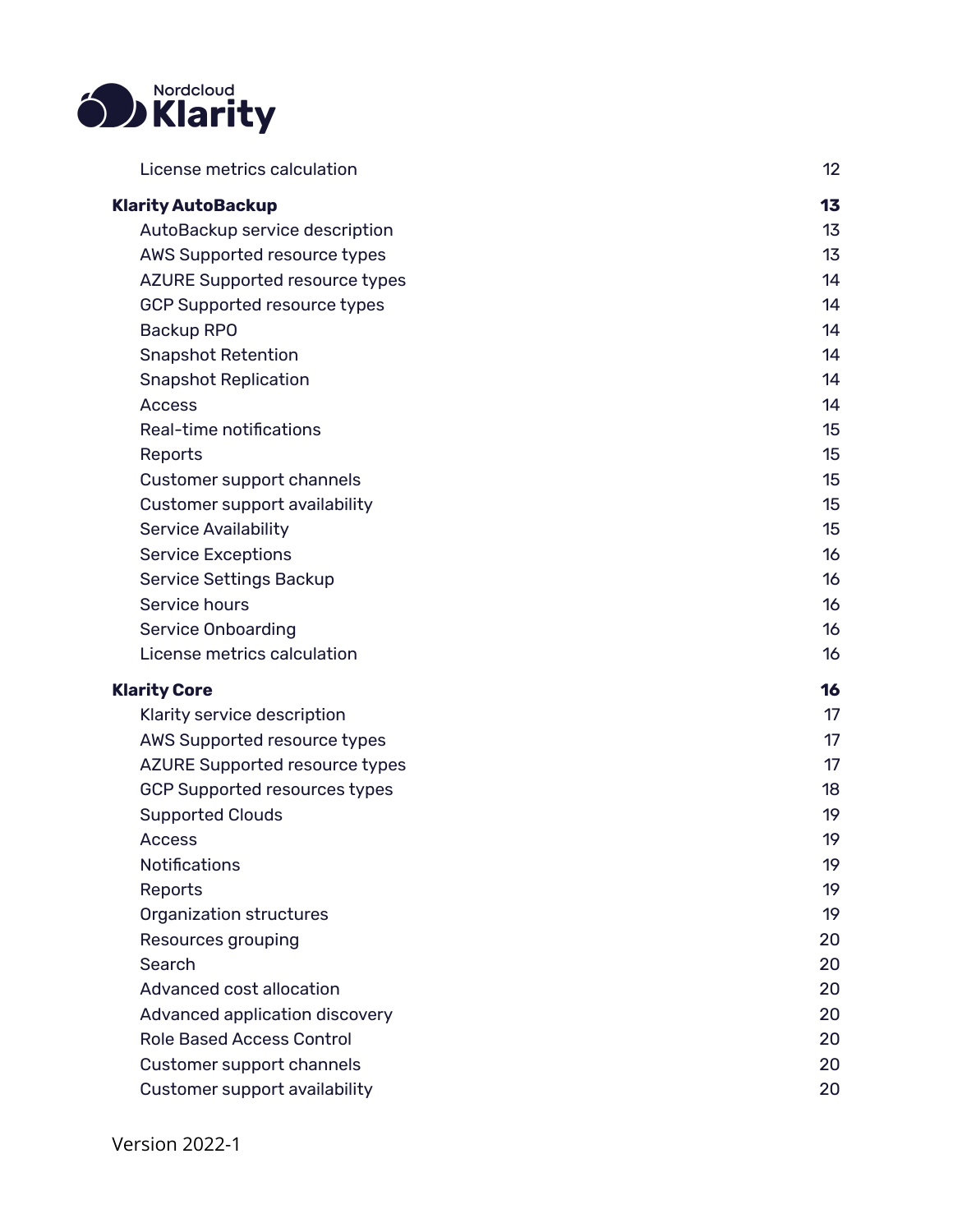License metrics calculation 12

**Klarity AutoBackup** **13**

- AutoBackup service description 13
- AWS Supported resource types 13
- AZURE Supported resource types 14
- GCP Supported resource types 14
- Backup RPO 14
- Snapshot Retention 14
- Snapshot Replication 14
- Access 14
- Real-time notifications 15
- Reports 15
- Customer support channels 15
- Customer support availability 15
- Service Availability 15
- Service Exceptions 16
- Service Settings Backup 16
- Service hours 16
- Service Onboarding 16
- License metrics calculation 16

**Klarity Core** **16**

- Klarity service description 17
- AWS Supported resource types 17
- AZURE Supported resource types 17
- GCP Supported resources types 18
- Supported Clouds 19
- Access 19
- Notifications 19
- Reports 19
- Organization structures 19
- Resources grouping 20
- Search 20
- Advanced cost allocation 20
- Advanced application discovery 20
- Role Based Access Control 20
- Customer support channels 20
- Customer support availability 20

Version 2022-1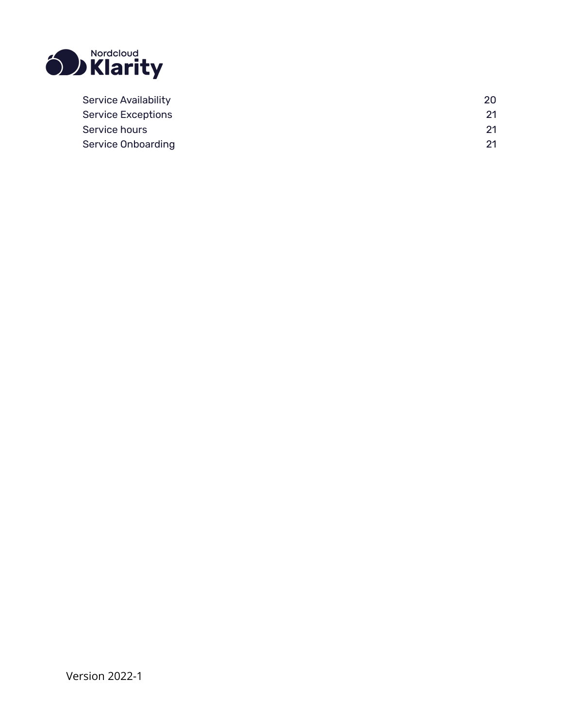| | |
|---|---|
| Service Availability | 20 |
| Service Exceptions | 21 |
| Service hours | 21 |
| Service Onboarding | 21 |

Version 2022-1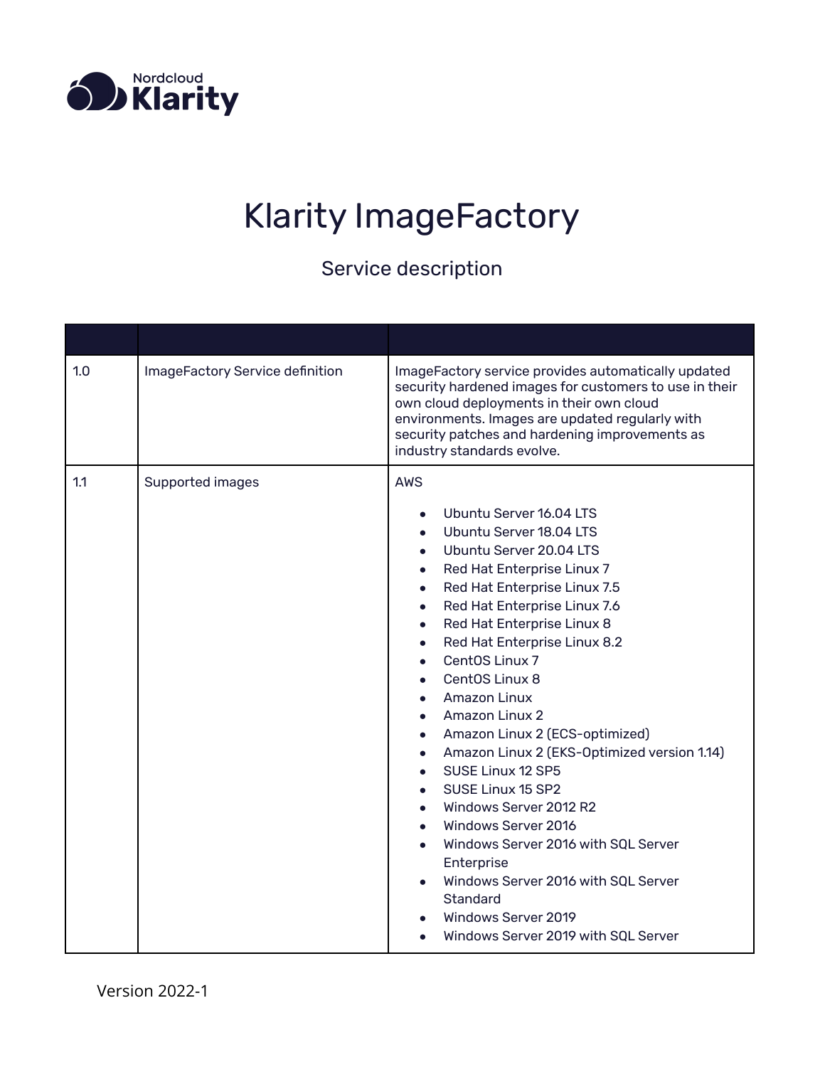# Klarity ImageFactory

Service description

| | | |
|---|---|---|
| 1.0 | ImageFactory Service definition | ImageFactory service provides automatically updated security hardened images for customers to use in their own cloud deployments in their own cloud environments. Images are updated regularly with security patches and hardening improvements as industry standards evolve. |
| 1.1 | Supported images | AWS<br><br>• Ubuntu Server 16.04 LTS<br>• Ubuntu Server 18.04 LTS<br>• Ubuntu Server 20.04 LTS<br>• Red Hat Enterprise Linux 7<br>• Red Hat Enterprise Linux 7.5<br>• Red Hat Enterprise Linux 7.6<br>• Red Hat Enterprise Linux 8<br>• Red Hat Enterprise Linux 8.2<br>• CentOS Linux 7<br>• CentOS Linux 8<br>• Amazon Linux<br>• Amazon Linux 2<br>• Amazon Linux 2 (ECS-optimized)<br>• Amazon Linux 2 (EKS-Optimized version 1.14)<br>• SUSE Linux 12 SP5<br>• SUSE Linux 15 SP2<br>• Windows Server 2012 R2<br>• Windows Server 2016<br>• Windows Server 2016 with SQL Server Enterprise<br>• Windows Server 2016 with SQL Server Standard<br>• Windows Server 2019<br>• Windows Server 2019 with SQL Server |

Version 2022-1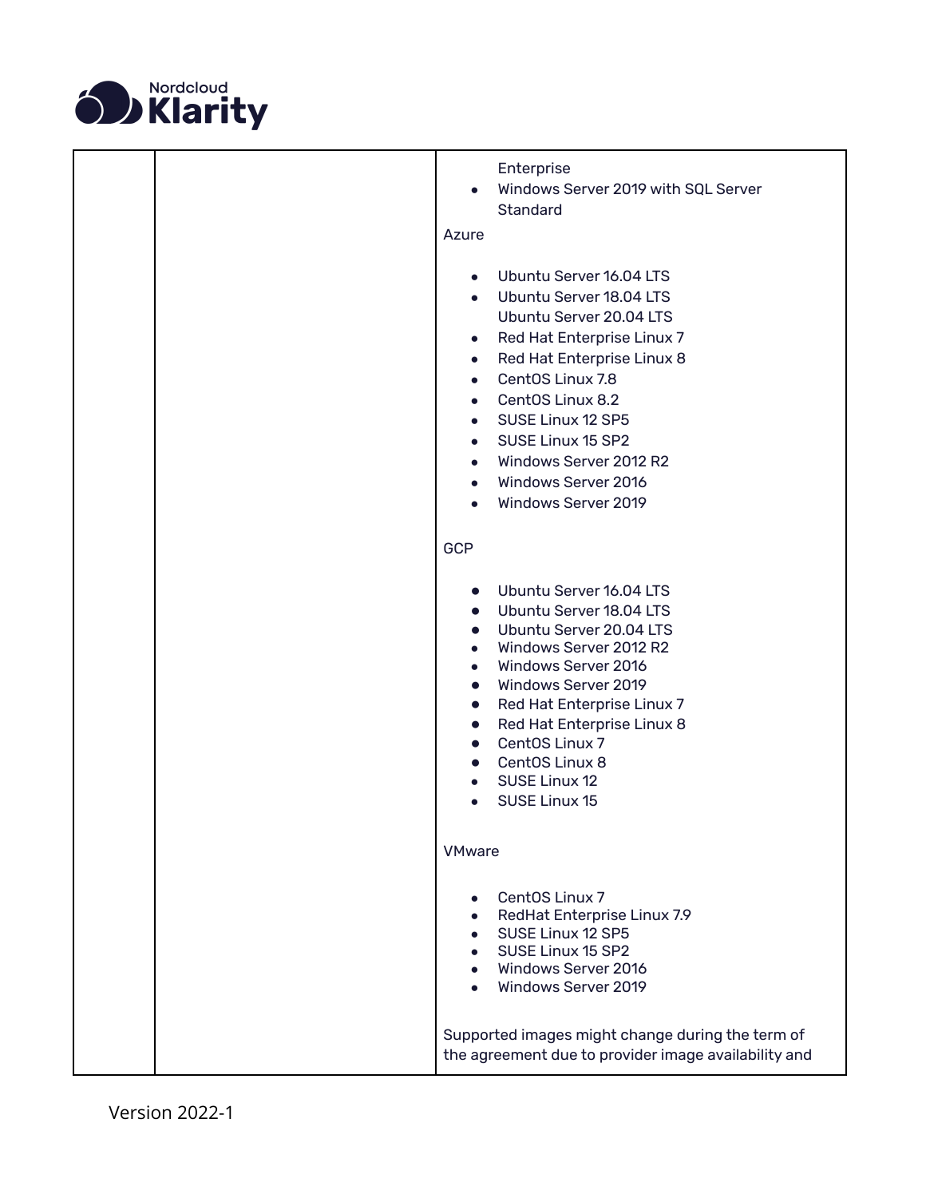| | | Enterprise<br>• Windows Server 2019 with SQL Server Standard<br><br>Azure<br><br>• Ubuntu Server 16.04 LTS<br>• Ubuntu Server 18.04 LTS<br>Ubuntu Server 20.04 LTS<br>• Red Hat Enterprise Linux 7<br>• Red Hat Enterprise Linux 8<br>• CentOS Linux 7.8<br>• CentOS Linux 8.2<br>• SUSE Linux 12 SP5<br>• SUSE Linux 15 SP2<br>• Windows Server 2012 R2<br>• Windows Server 2016<br>• Windows Server 2019<br><br>GCP<br><br>• Ubuntu Server 16.04 LTS<br>• Ubuntu Server 18.04 LTS<br>• Ubuntu Server 20.04 LTS<br>• Windows Server 2012 R2<br>• Windows Server 2016<br>• Windows Server 2019<br>• Red Hat Enterprise Linux 7<br>• Red Hat Enterprise Linux 8<br>• CentOS Linux 7<br>• CentOS Linux 8<br>• SUSE Linux 12<br>• SUSE Linux 15<br><br>VMware<br><br>• CentOS Linux 7<br>• RedHat Enterprise Linux 7.9<br>• SUSE Linux 12 SP5<br>• SUSE Linux 15 SP2<br>• Windows Server 2016<br>• Windows Server 2019<br><br>Supported images might change during the term of the agreement due to provider image availability and |
|---|---|---|

Version 2022-1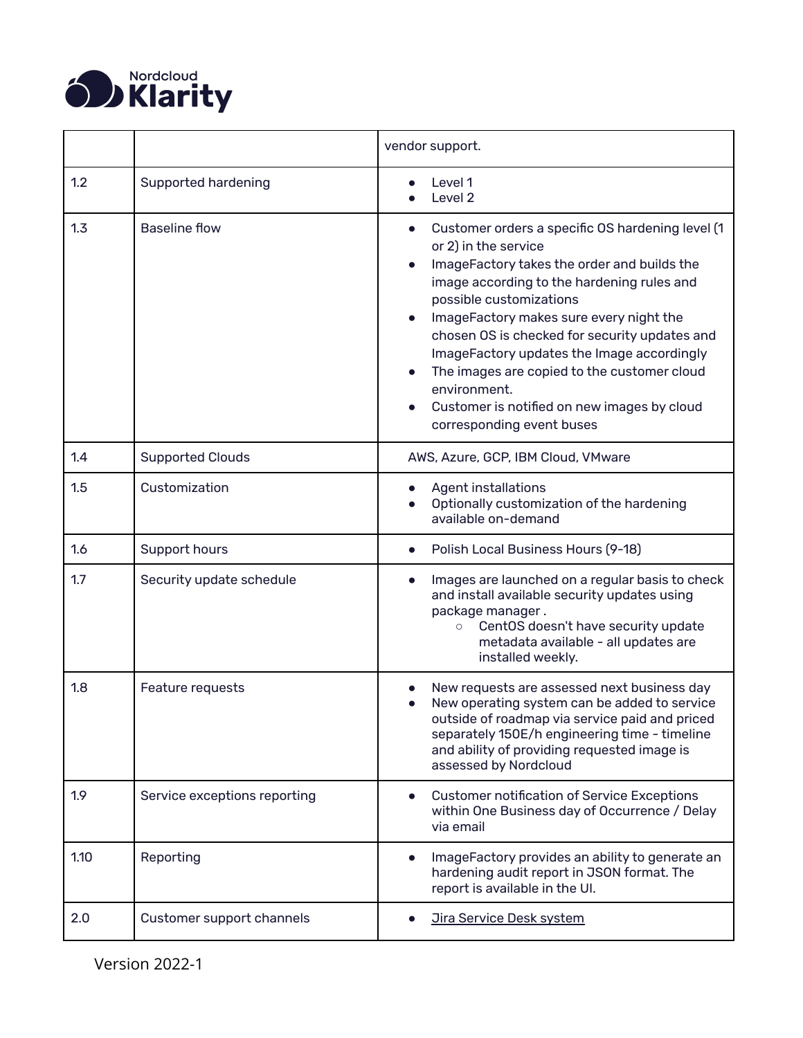|  |  | vendor support. |
|---|---|---|
| 1.2 | Supported hardening | • Level 1<br>• Level 2 |
| 1.3 | Baseline flow | • Customer orders a specific OS hardening level (1 or 2) in the service<br>• ImageFactory takes the order and builds the image according to the hardening rules and possible customizations<br>• ImageFactory makes sure every night the chosen OS is checked for security updates and ImageFactory updates the Image accordingly<br>• The images are copied to the customer cloud environment.<br>• Customer is notified on new images by cloud corresponding event buses |
| 1.4 | Supported Clouds | AWS, Azure, GCP, IBM Cloud, VMware |
| 1.5 | Customization | • Agent installations<br>• Optionally customization of the hardening available on-demand |
| 1.6 | Support hours | • Polish Local Business Hours (9-18) |
| 1.7 | Security update schedule | • Images are launched on a regular basis to check and install available security updates using package manager .<br>&nbsp;&nbsp;&nbsp;&nbsp;○ CentOS doesn't have security update metadata available - all updates are installed weekly. |
| 1.8 | Feature requests | • New requests are assessed next business day<br>• New operating system can be added to service outside of roadmap via service paid and priced separately 150E/h engineering time - timeline and ability of providing requested image is assessed by Nordcloud |
| 1.9 | Service exceptions reporting | • Customer notification of Service Exceptions within One Business day of Occurrence / Delay via email |
| 1.10 | Reporting | • ImageFactory provides an ability to generate an hardening audit report in JSON format. The report is available in the UI. |
| 2.0 | Customer support channels | • Jira Service Desk system |

Version 2022-1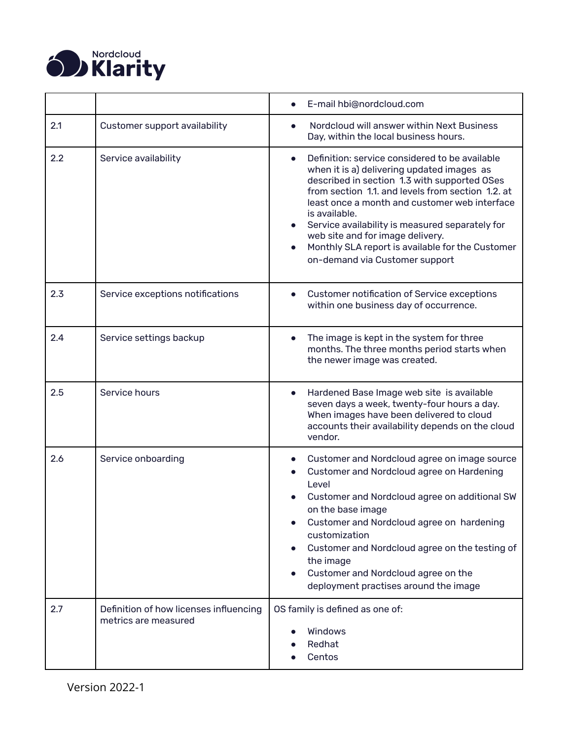| | | |
|---|---|---|
| | | • E-mail hbi@nordcloud.com |
| 2.1 | Customer support availability | • Nordcloud will answer within Next Business Day, within the local business hours. |
| 2.2 | Service availability | • Definition: service considered to be available when it is a) delivering updated images as described in section 1.3 with supported OSes from section 1.1. and levels from section 1.2. at least once a month and customer web interface is available.<br>• Service availability is measured separately for web site and for image delivery.<br>• Monthly SLA report is available for the Customer on-demand via Customer support |
| 2.3 | Service exceptions notifications | • Customer notification of Service exceptions within one business day of occurrence. |
| 2.4 | Service settings backup | • The image is kept in the system for three months. The three months period starts when the newer image was created. |
| 2.5 | Service hours | • Hardened Base Image web site is available seven days a week, twenty-four hours a day. When images have been delivered to cloud accounts their availability depends on the cloud vendor. |
| 2.6 | Service onboarding | • Customer and Nordcloud agree on image source<br>• Customer and Nordcloud agree on Hardening Level<br>• Customer and Nordcloud agree on additional SW on the base image<br>• Customer and Nordcloud agree on hardening customization<br>• Customer and Nordcloud agree on the testing of the image<br>• Customer and Nordcloud agree on the deployment practises around the image |
| 2.7 | Definition of how licenses influencing metrics are measured | OS family is defined as one of:<br>• Windows<br>• Redhat<br>• Centos |

Version 2022-1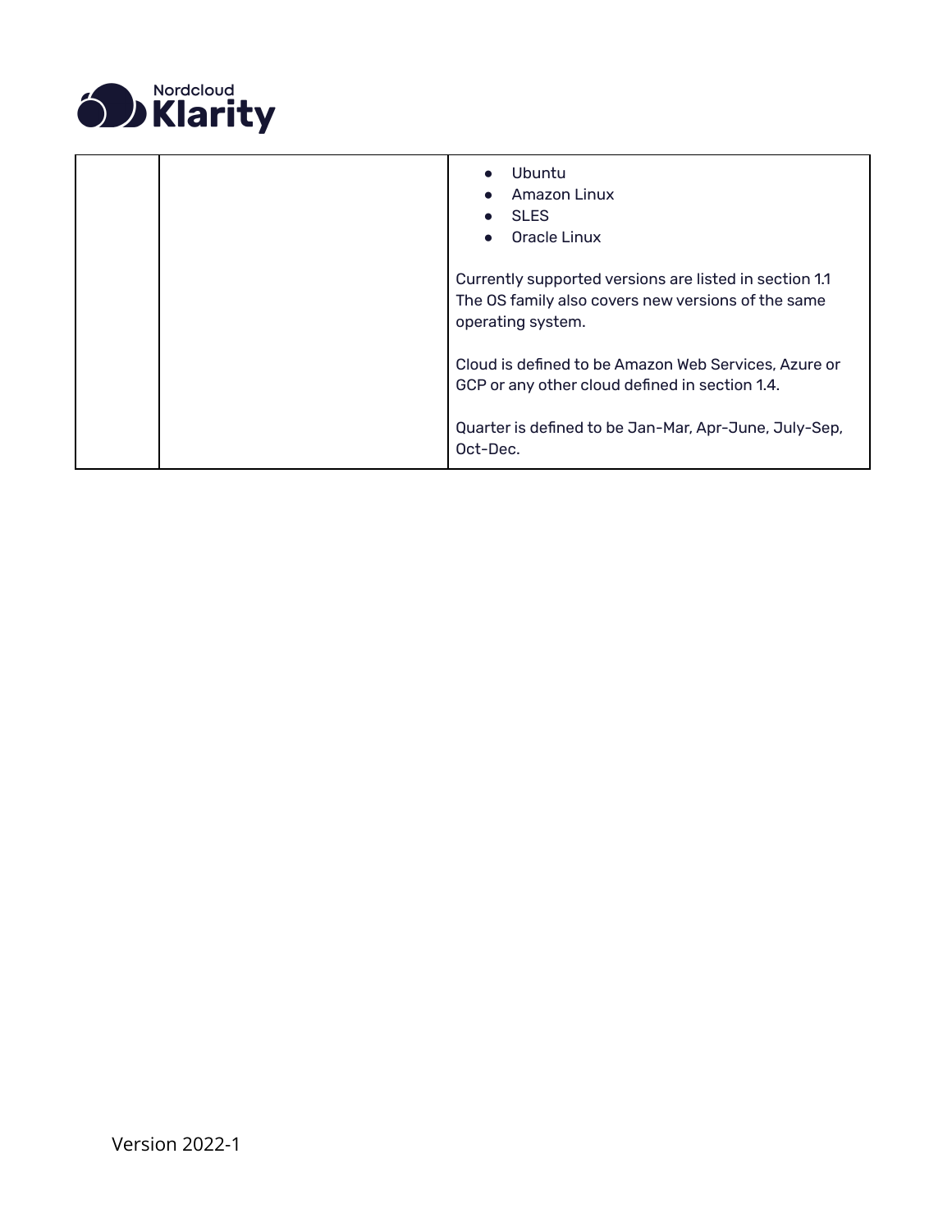| | | • Ubuntu<br>• Amazon Linux<br>• SLES<br>• Oracle Linux<br><br>Currently supported versions are listed in section 1.1 The OS family also covers new versions of the same operating system.<br><br>Cloud is defined to be Amazon Web Services, Azure or GCP or any other cloud defined in section 1.4.<br><br>Quarter is defined to be Jan-Mar, Apr-June, July-Sep, Oct-Dec. |
|---|---|---|

Version 2022-1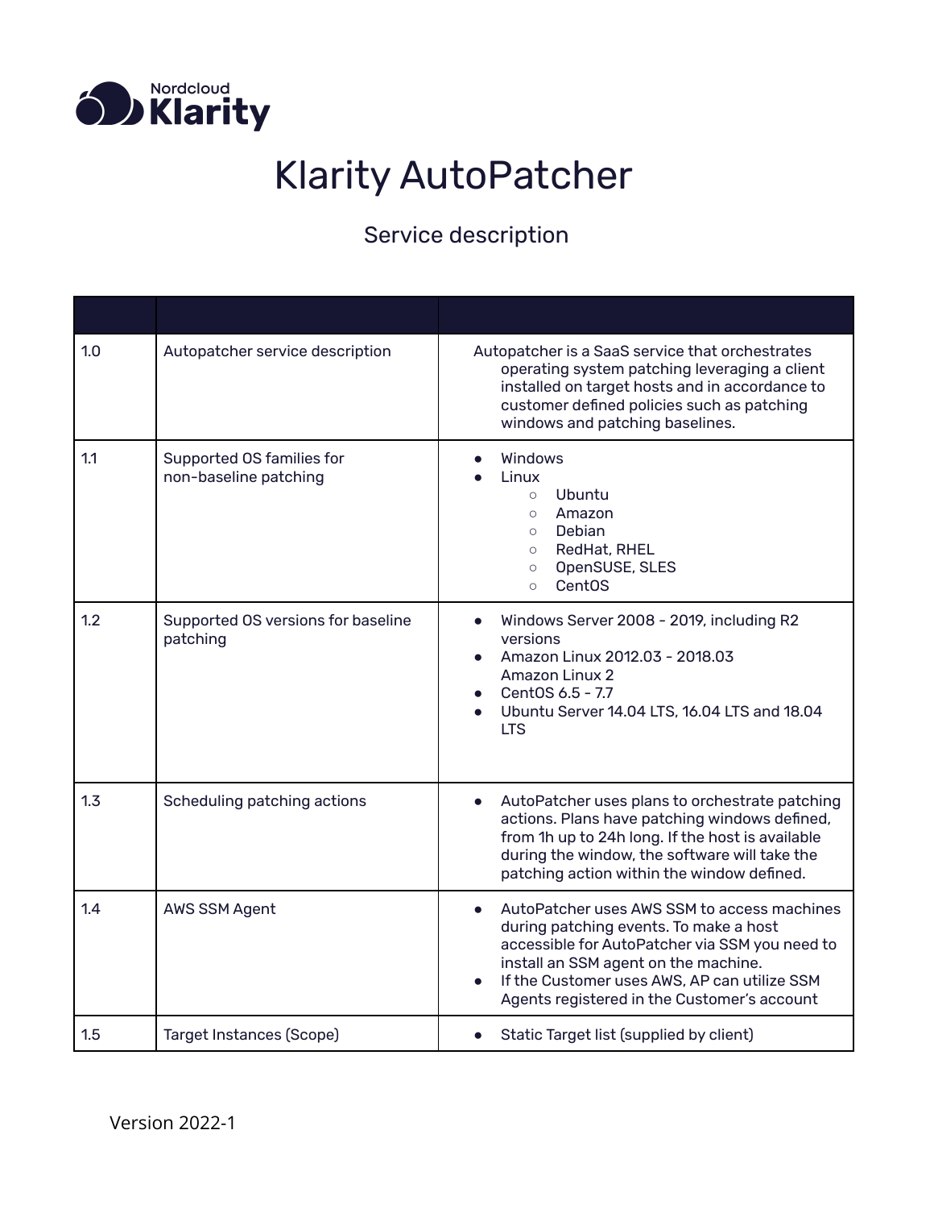Nordcloud Klarity

# Klarity AutoPatcher

## Service description

| | | |
|---|---|---|
| 1.0 | Autopatcher service description | Autopatcher is a SaaS service that orchestrates operating system patching leveraging a client installed on target hosts and in accordance to customer defined policies such as patching windows and patching baselines. |
| 1.1 | Supported OS families for non-baseline patching | • Windows<br>• Linux<br>  ○ Ubuntu<br>  ○ Amazon<br>  ○ Debian<br>  ○ RedHat, RHEL<br>  ○ OpenSUSE, SLES<br>  ○ CentOS |
| 1.2 | Supported OS versions for baseline patching | • Windows Server 2008 - 2019, including R2 versions<br>• Amazon Linux 2012.03 - 2018.03<br>  Amazon Linux 2<br>• CentOS 6.5 - 7.7<br>• Ubuntu Server 14.04 LTS, 16.04 LTS and 18.04 LTS |
| 1.3 | Scheduling patching actions | • AutoPatcher uses plans to orchestrate patching actions. Plans have patching windows defined, from 1h up to 24h long. If the host is available during the window, the software will take the patching action within the window defined. |
| 1.4 | AWS SSM Agent | • AutoPatcher uses AWS SSM to access machines during patching events. To make a host accessible for AutoPatcher via SSM you need to install an SSM agent on the machine.<br>• If the Customer uses AWS, AP can utilize SSM Agents registered in the Customer's account |
| 1.5 | Target Instances (Scope) | • Static Target list (supplied by client) |

Version 2022-1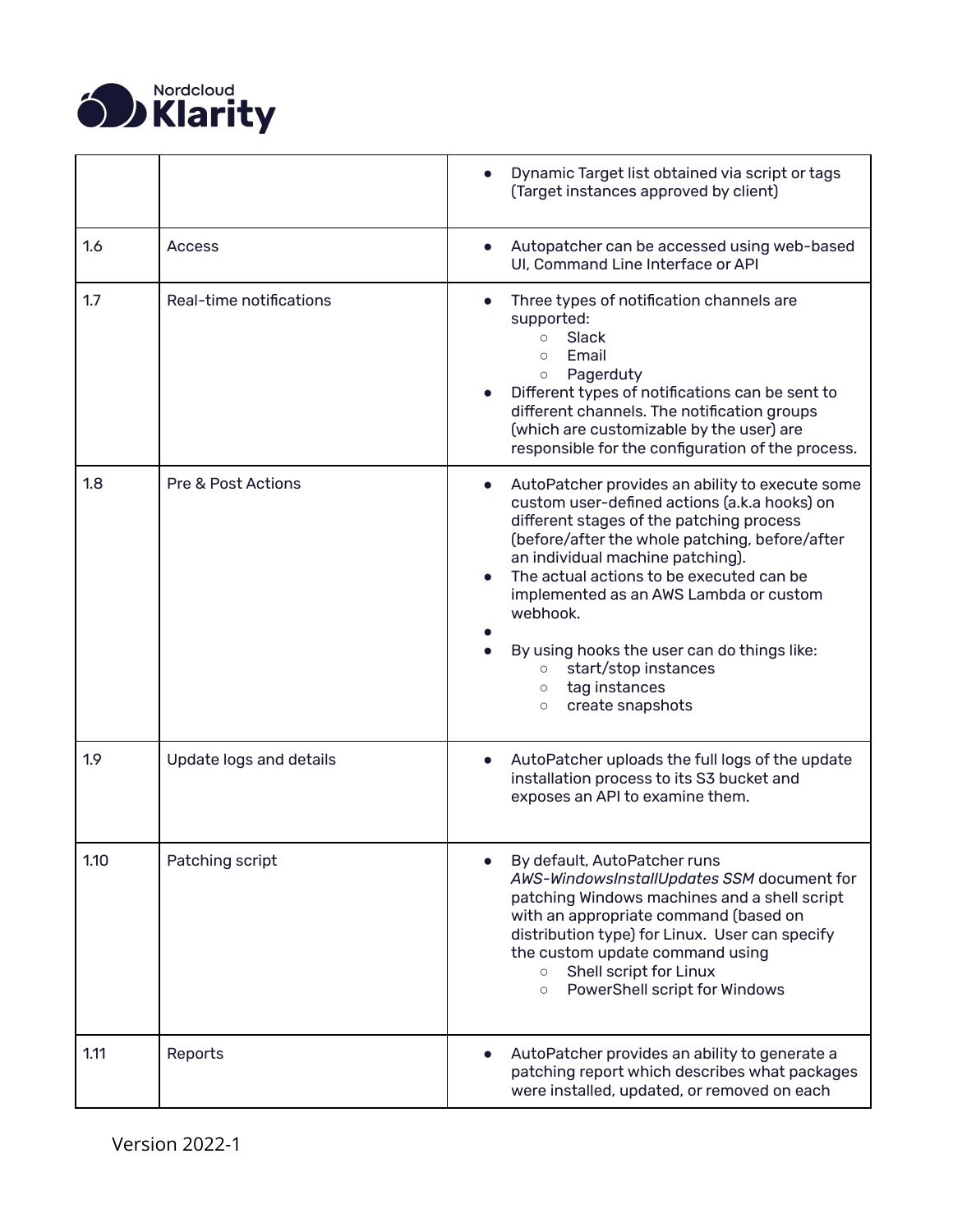| | | |
|---|---|---|
| | | • Dynamic Target list obtained via script or tags (Target instances approved by client) |
| 1.6 | Access | • Autopatcher can be accessed using web-based UI, Command Line Interface or API |
| 1.7 | Real-time notifications | • Three types of notification channels are supported:<br>  ○ Slack<br>  ○ Email<br>  ○ Pagerduty<br>• Different types of notifications can be sent to different channels. The notification groups (which are customizable by the user) are responsible for the configuration of the process. |
| 1.8 | Pre & Post Actions | • AutoPatcher provides an ability to execute some custom user-defined actions (a.k.a hooks) on different stages of the patching process (before/after the whole patching, before/after an individual machine patching).<br>• The actual actions to be executed can be implemented as an AWS Lambda or custom webhook.<br>•<br>• By using hooks the user can do things like:<br>  ○ start/stop instances<br>  ○ tag instances<br>  ○ create snapshots |
| 1.9 | Update logs and details | • AutoPatcher uploads the full logs of the update installation process to its S3 bucket and exposes an API to examine them. |
| 1.10 | Patching script | • By default, AutoPatcher runs *AWS-WindowsInstallUpdates SSM* document for patching Windows machines and a shell script with an appropriate command (based on distribution type) for Linux. User can specify the custom update command using<br>  ○ Shell script for Linux<br>  ○ PowerShell script for Windows |
| 1.11 | Reports | • AutoPatcher provides an ability to generate a patching report which describes what packages were installed, updated, or removed on each |

Version 2022-1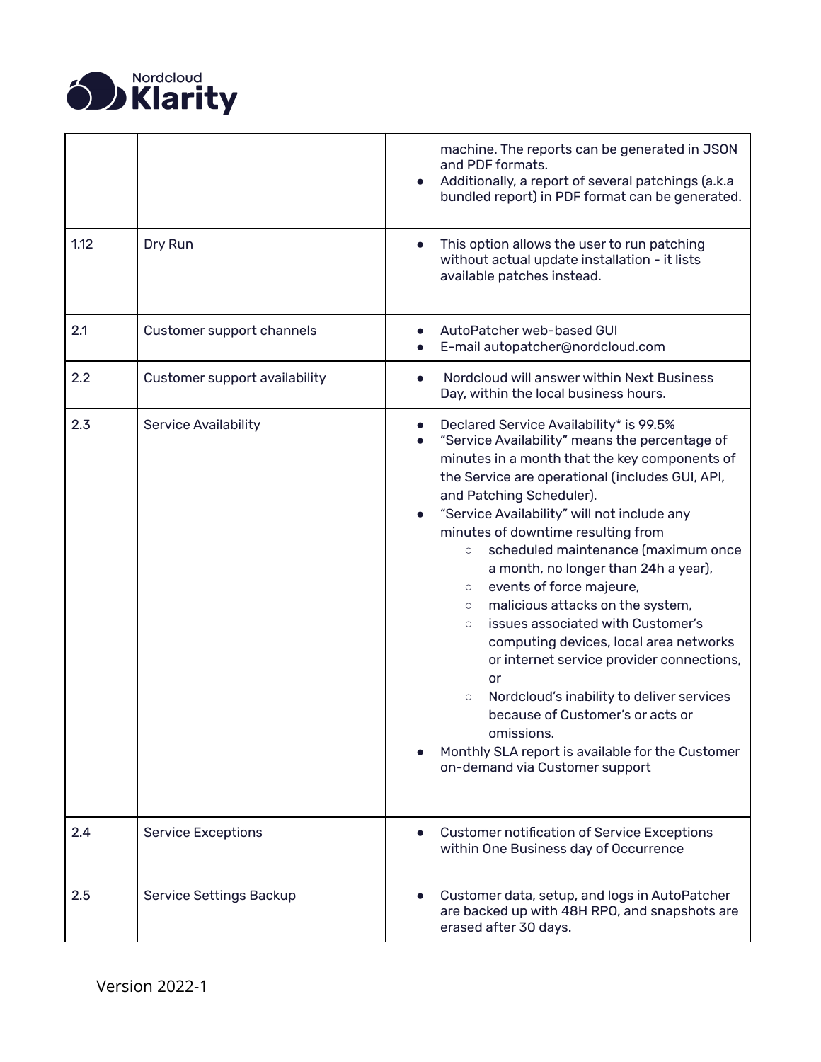| | | |
|---|---|---|
| | | machine. The reports can be generated in JSON and PDF formats.<br>• Additionally, a report of several patchings (a.k.a bundled report) in PDF format can be generated. |
| 1.12 | Dry Run | • This option allows the user to run patching without actual update installation - it lists available patches instead. |
| 2.1 | Customer support channels | • AutoPatcher web-based GUI<br>• E-mail autopatcher@nordcloud.com |
| 2.2 | Customer support availability | • Nordcloud will answer within Next Business Day, within the local business hours. |
| 2.3 | Service Availability | • Declared Service Availability* is 99.5%<br>• "Service Availability" means the percentage of minutes in a month that the key components of the Service are operational (includes GUI, API, and Patching Scheduler).<br>• "Service Availability" will not include any minutes of downtime resulting from<br>  ○ scheduled maintenance (maximum once a month, no longer than 24h a year),<br>  ○ events of force majeure,<br>  ○ malicious attacks on the system,<br>  ○ issues associated with Customer's computing devices, local area networks or internet service provider connections, or<br>  ○ Nordcloud's inability to deliver services because of Customer's or acts or omissions.<br>• Monthly SLA report is available for the Customer on-demand via Customer support |
| 2.4 | Service Exceptions | • Customer notification of Service Exceptions within One Business day of Occurrence |
| 2.5 | Service Settings Backup | • Customer data, setup, and logs in AutoPatcher are backed up with 48H RPO, and snapshots are erased after 30 days. |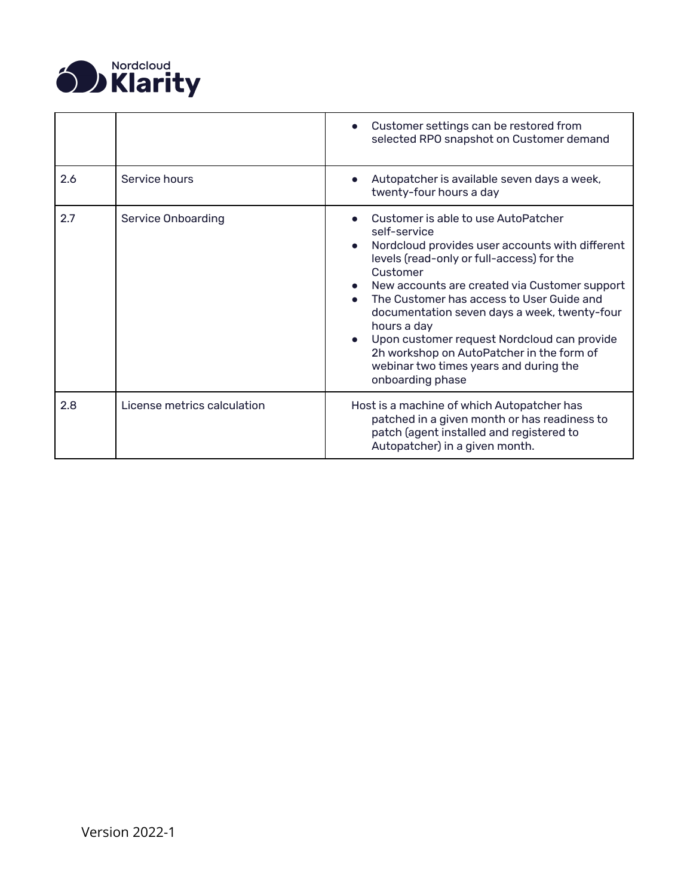| | | |
|---|---|---|
| | | • Customer settings can be restored from selected RPO snapshot on Customer demand |
| 2.6 | Service hours | • Autopatcher is available seven days a week, twenty-four hours a day |
| 2.7 | Service Onboarding | • Customer is able to use AutoPatcher self-service<br>• Nordcloud provides user accounts with different levels (read-only or full-access) for the Customer<br>• New accounts are created via Customer support<br>• The Customer has access to User Guide and documentation seven days a week, twenty-four hours a day<br>• Upon customer request Nordcloud can provide 2h workshop on AutoPatcher in the form of webinar two times years and during the onboarding phase |
| 2.8 | License metrics calculation | Host is a machine of which Autopatcher has patched in a given month or has readiness to patch (agent installed and registered to Autopatcher) in a given month. |

Version 2022-1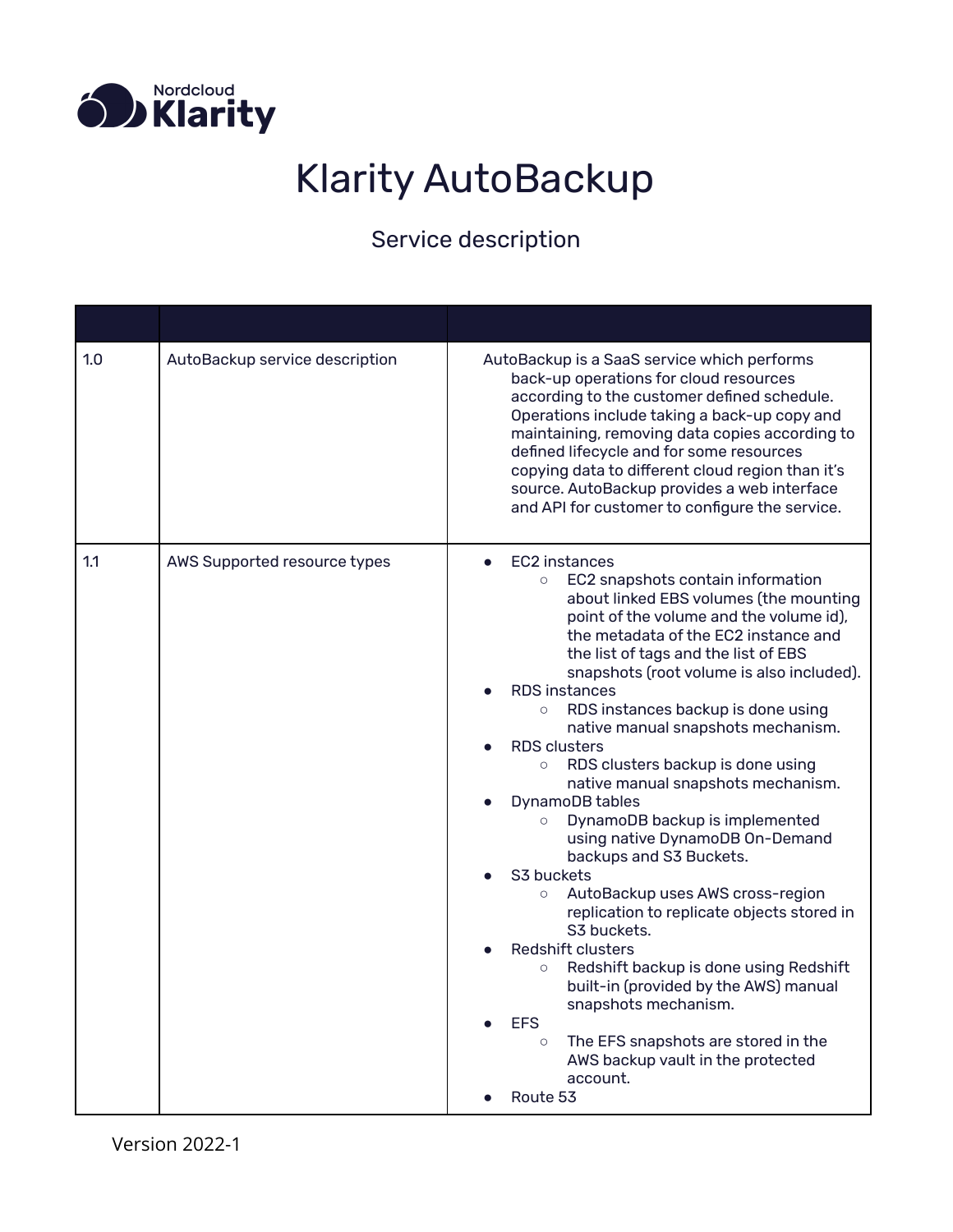Nordcloud Klarity

# Klarity AutoBackup

## Service description

| | | |
|---|---|---|
| 1.0 | AutoBackup service description | AutoBackup is a SaaS service which performs back-up operations for cloud resources according to the customer defined schedule. Operations include taking a back-up copy and maintaining, removing data copies according to defined lifecycle and for some resources copying data to different cloud region than it's source. AutoBackup provides a web interface and API for customer to configure the service. |
| 1.1 | AWS Supported resource types | • EC2 instances<br>  ○ EC2 snapshots contain information about linked EBS volumes (the mounting point of the volume and the volume id), the metadata of the EC2 instance and the list of tags and the list of EBS snapshots (root volume is also included).<br>• RDS instances<br>  ○ RDS instances backup is done using native manual snapshots mechanism.<br>• RDS clusters<br>  ○ RDS clusters backup is done using native manual snapshots mechanism.<br>• DynamoDB tables<br>  ○ DynamoDB backup is implemented using native DynamoDB On-Demand backups and S3 Buckets.<br>• S3 buckets<br>  ○ AutoBackup uses AWS cross-region replication to replicate objects stored in S3 buckets.<br>• Redshift clusters<br>  ○ Redshift backup is done using Redshift built-in (provided by the AWS) manual snapshots mechanism.<br>• EFS<br>  ○ The EFS snapshots are stored in the AWS backup vault in the protected account.<br>• Route 53 |

Version 2022-1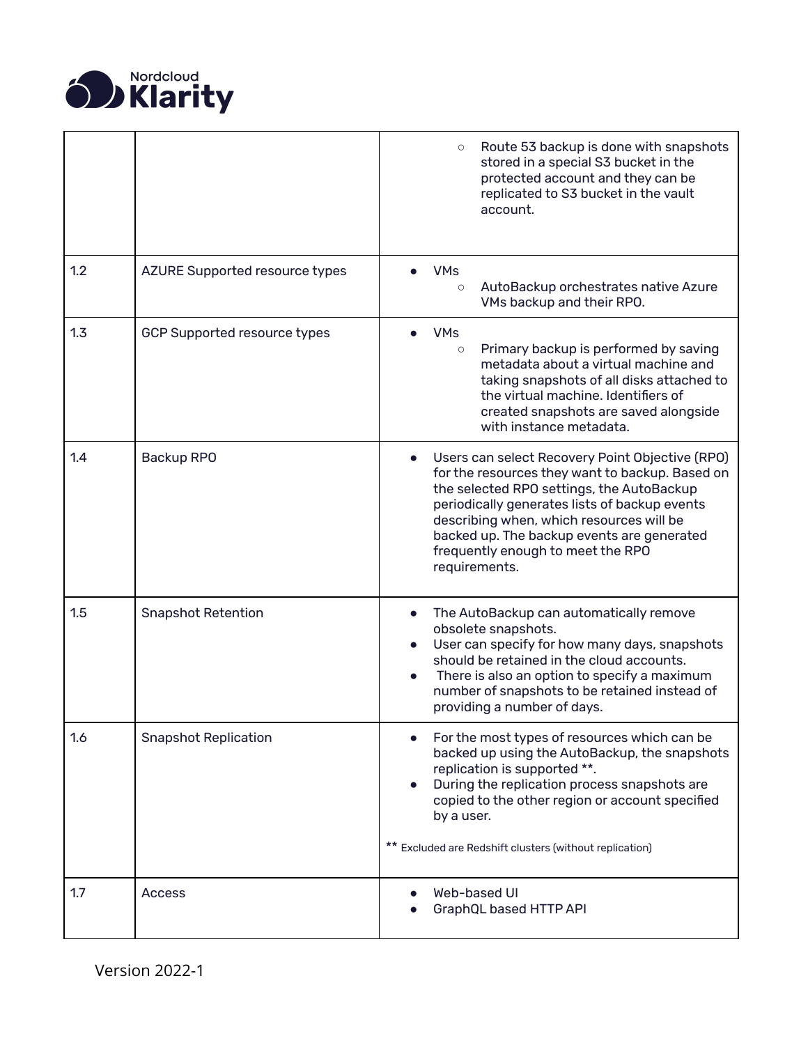| | | |
|---|---|---|
| | | ◦ Route 53 backup is done with snapshots stored in a special S3 bucket in the protected account and they can be replicated to S3 bucket in the vault account. |
| 1.2 | AZURE Supported resource types | • VMs<br>◦ AutoBackup orchestrates native Azure VMs backup and their RPO. |
| 1.3 | GCP Supported resource types | • VMs<br>◦ Primary backup is performed by saving metadata about a virtual machine and taking snapshots of all disks attached to the virtual machine. Identifiers of created snapshots are saved alongside with instance metadata. |
| 1.4 | Backup RPO | • Users can select Recovery Point Objective (RPO) for the resources they want to backup. Based on the selected RPO settings, the AutoBackup periodically generates lists of backup events describing when, which resources will be backed up. The backup events are generated frequently enough to meet the RPO requirements. |
| 1.5 | Snapshot Retention | • The AutoBackup can automatically remove obsolete snapshots.<br>• User can specify for how many days, snapshots should be retained in the cloud accounts.<br>• There is also an option to specify a maximum number of snapshots to be retained instead of providing a number of days. |
| 1.6 | Snapshot Replication | • For the most types of resources which can be backed up using the AutoBackup, the snapshots replication is supported **.<br>• During the replication process snapshots are copied to the other region or account specified by a user.<br><br>** Excluded are Redshift clusters (without replication) |
| 1.7 | Access | • Web-based UI<br>• GraphQL based HTTP API |

Version 2022-1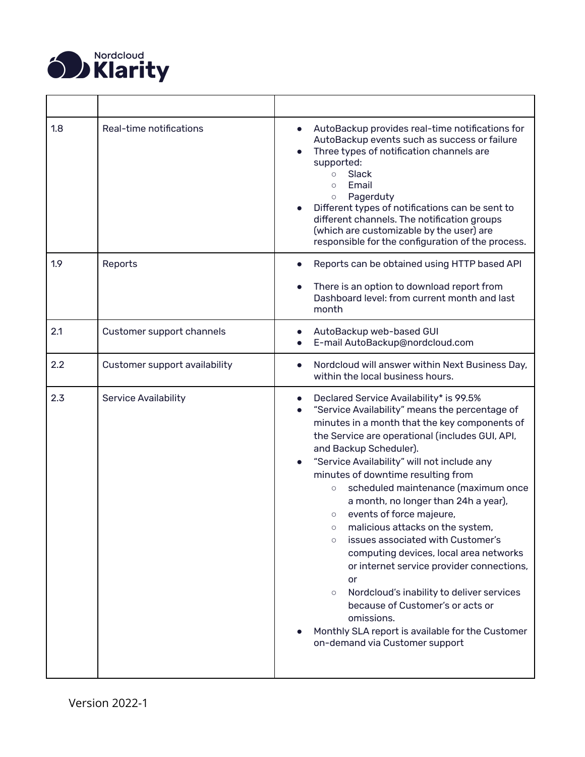| | | |
|---|---|---|
| 1.8 | Real-time notifications | • AutoBackup provides real-time notifications for AutoBackup events such as success or failure<br>• Three types of notification channels are supported:<br>  ○ Slack<br>  ○ Email<br>  ○ Pagerduty<br>• Different types of notifications can be sent to different channels. The notification groups (which are customizable by the user) are responsible for the configuration of the process. |
| 1.9 | Reports | • Reports can be obtained using HTTP based API<br>• There is an option to download report from Dashboard level: from current month and last month |
| 2.1 | Customer support channels | • AutoBackup web-based GUI<br>• E-mail AutoBackup@nordcloud.com |
| 2.2 | Customer support availability | • Nordcloud will answer within Next Business Day, within the local business hours. |
| 2.3 | Service Availability | • Declared Service Availability* is 99.5%<br>• “Service Availability” means the percentage of minutes in a month that the key components of the Service are operational (includes GUI, API, and Backup Scheduler).<br>• “Service Availability” will not include any minutes of downtime resulting from<br>  ○ scheduled maintenance (maximum once a month, no longer than 24h a year),<br>  ○ events of force majeure,<br>  ○ malicious attacks on the system,<br>  ○ issues associated with Customer’s computing devices, local area networks or internet service provider connections, or<br>  ○ Nordcloud’s inability to deliver services because of Customer’s or acts or omissions.<br>• Monthly SLA report is available for the Customer on-demand via Customer support |

Version 2022-1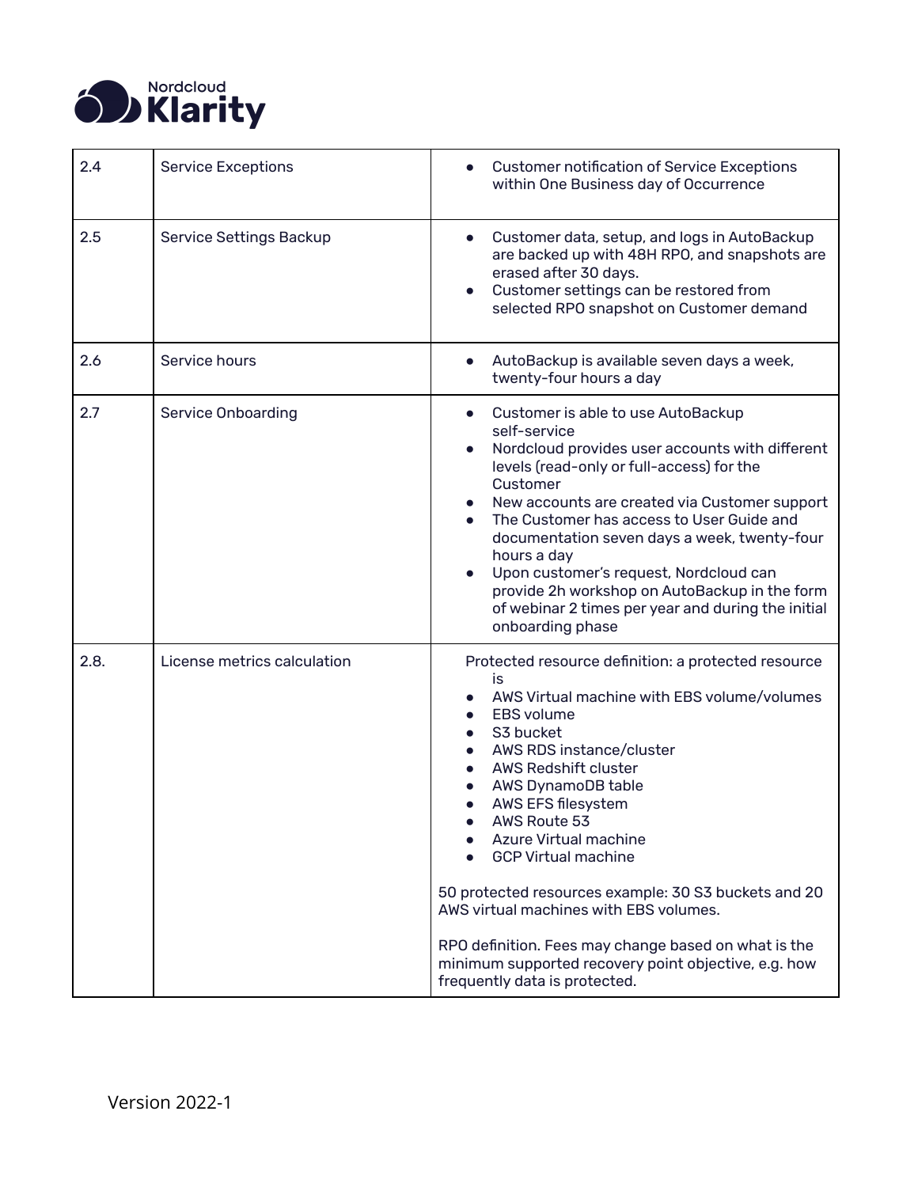| 2.4 | Service Exceptions | • Customer notification of Service Exceptions within One Business day of Occurrence |
|---|---|---|
| 2.5 | Service Settings Backup | • Customer data, setup, and logs in AutoBackup are backed up with 48H RPO, and snapshots are erased after 30 days.<br>• Customer settings can be restored from selected RPO snapshot on Customer demand |
| 2.6 | Service hours | • AutoBackup is available seven days a week, twenty-four hours a day |
| 2.7 | Service Onboarding | • Customer is able to use AutoBackup self-service<br>• Nordcloud provides user accounts with different levels (read-only or full-access) for the Customer<br>• New accounts are created via Customer support<br>• The Customer has access to User Guide and documentation seven days a week, twenty-four hours a day<br>• Upon customer's request, Nordcloud can provide 2h workshop on AutoBackup in the form of webinar 2 times per year and during the initial onboarding phase |
| 2.8. | License metrics calculation | Protected resource definition: a protected resource is<br>• AWS Virtual machine with EBS volume/volumes<br>• EBS volume<br>• S3 bucket<br>• AWS RDS instance/cluster<br>• AWS Redshift cluster<br>• AWS DynamoDB table<br>• AWS EFS filesystem<br>• AWS Route 53<br>• Azure Virtual machine<br>• GCP Virtual machine<br><br>50 protected resources example: 30 S3 buckets and 20 AWS virtual machines with EBS volumes.<br><br>RPO definition. Fees may change based on what is the minimum supported recovery point objective, e.g. how frequently data is protected. |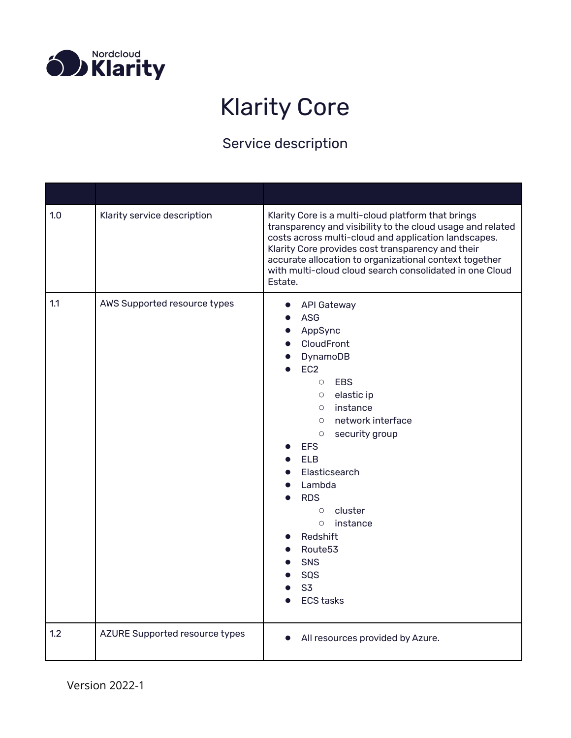# Klarity Core

## Service description

| | | |
|---|---|---|
| 1.0 | Klarity service description | Klarity Core is a multi-cloud platform that brings transparency and visibility to the cloud usage and related costs across multi-cloud and application landscapes. Klarity Core provides cost transparency and their accurate allocation to organizational context together with multi-cloud cloud search consolidated in one Cloud Estate. |
| 1.1 | AWS Supported resource types | • API Gateway<br>• ASG<br>• AppSync<br>• CloudFront<br>• DynamoDB<br>• EC2<br>&nbsp;&nbsp;&nbsp;&nbsp;○ EBS<br>&nbsp;&nbsp;&nbsp;&nbsp;○ elastic ip<br>&nbsp;&nbsp;&nbsp;&nbsp;○ instance<br>&nbsp;&nbsp;&nbsp;&nbsp;○ network interface<br>&nbsp;&nbsp;&nbsp;&nbsp;○ security group<br>• EFS<br>• ELB<br>• Elasticsearch<br>• Lambda<br>• RDS<br>&nbsp;&nbsp;&nbsp;&nbsp;○ cluster<br>&nbsp;&nbsp;&nbsp;&nbsp;○ instance<br>• Redshift<br>• Route53<br>• SNS<br>• SQS<br>• S3<br>• ECS tasks |
| 1.2 | AZURE Supported resource types | • All resources provided by Azure. |

Version 2022-1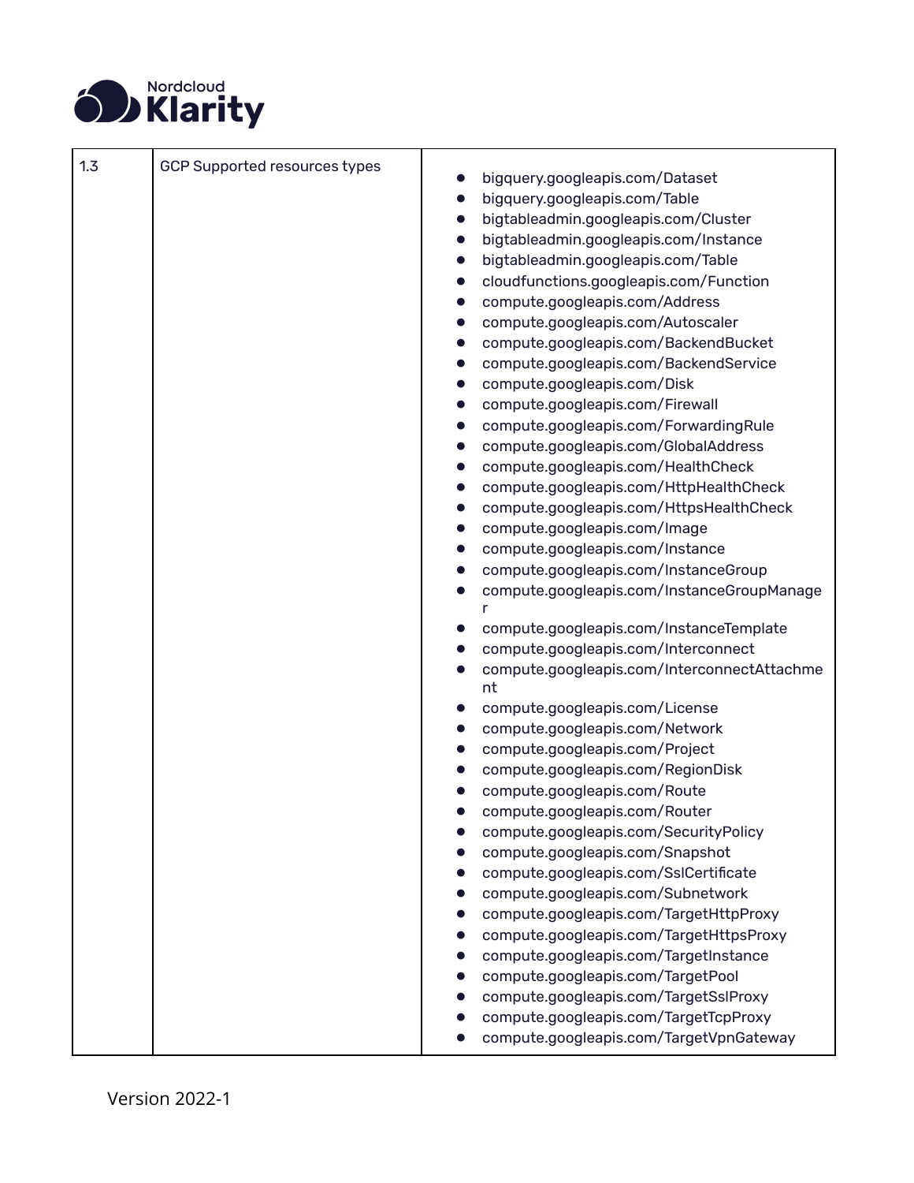| 1.3 | GCP Supported resources types | <ul><li>bigquery.googleapis.com/Dataset</li><li>bigquery.googleapis.com/Table</li><li>bigtableadmin.googleapis.com/Cluster</li><li>bigtableadmin.googleapis.com/Instance</li><li>bigtableadmin.googleapis.com/Table</li><li>cloudfunctions.googleapis.com/Function</li><li>compute.googleapis.com/Address</li><li>compute.googleapis.com/Autoscaler</li><li>compute.googleapis.com/BackendBucket</li><li>compute.googleapis.com/BackendService</li><li>compute.googleapis.com/Disk</li><li>compute.googleapis.com/Firewall</li><li>compute.googleapis.com/ForwardingRule</li><li>compute.googleapis.com/GlobalAddress</li><li>compute.googleapis.com/HealthCheck</li><li>compute.googleapis.com/HttpHealthCheck</li><li>compute.googleapis.com/HttpsHealthCheck</li><li>compute.googleapis.com/Image</li><li>compute.googleapis.com/Instance</li><li>compute.googleapis.com/InstanceGroup</li><li>compute.googleapis.com/InstanceGroupManager</li><li>compute.googleapis.com/InstanceTemplate</li><li>compute.googleapis.com/Interconnect</li><li>compute.googleapis.com/InterconnectAttachment</li><li>compute.googleapis.com/License</li><li>compute.googleapis.com/Network</li><li>compute.googleapis.com/Project</li><li>compute.googleapis.com/RegionDisk</li><li>compute.googleapis.com/Route</li><li>compute.googleapis.com/Router</li><li>compute.googleapis.com/SecurityPolicy</li><li>compute.googleapis.com/Snapshot</li><li>compute.googleapis.com/SslCertificate</li><li>compute.googleapis.com/Subnetwork</li><li>compute.googleapis.com/TargetHttpProxy</li><li>compute.googleapis.com/TargetHttpsProxy</li><li>compute.googleapis.com/TargetInstance</li><li>compute.googleapis.com/TargetPool</li><li>compute.googleapis.com/TargetSslProxy</li><li>compute.googleapis.com/TargetTcpProxy</li><li>compute.googleapis.com/TargetVpnGateway</li></ul> |
|---|---|---|

Version 2022-1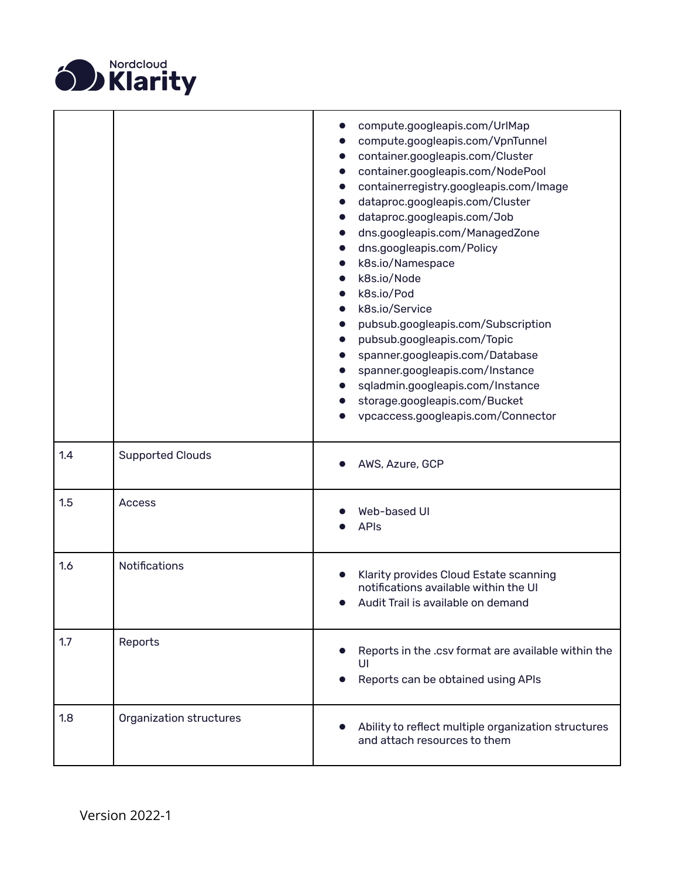| | | |
|---|---|---|
| | | • compute.googleapis.com/UrlMap<br>• compute.googleapis.com/VpnTunnel<br>• container.googleapis.com/Cluster<br>• container.googleapis.com/NodePool<br>• containerregistry.googleapis.com/Image<br>• dataproc.googleapis.com/Cluster<br>• dataproc.googleapis.com/Job<br>• dns.googleapis.com/ManagedZone<br>• dns.googleapis.com/Policy<br>• k8s.io/Namespace<br>• k8s.io/Node<br>• k8s.io/Pod<br>• k8s.io/Service<br>• pubsub.googleapis.com/Subscription<br>• pubsub.googleapis.com/Topic<br>• spanner.googleapis.com/Database<br>• spanner.googleapis.com/Instance<br>• sqladmin.googleapis.com/Instance<br>• storage.googleapis.com/Bucket<br>• vpcaccess.googleapis.com/Connector |
| 1.4 | Supported Clouds | • AWS, Azure, GCP |
| 1.5 | Access | • Web-based UI<br>• APIs |
| 1.6 | Notifications | • Klarity provides Cloud Estate scanning notifications available within the UI<br>• Audit Trail is available on demand |
| 1.7 | Reports | • Reports in the .csv format are available within the UI<br>• Reports can be obtained using APIs |
| 1.8 | Organization structures | • Ability to reflect multiple organization structures and attach resources to them |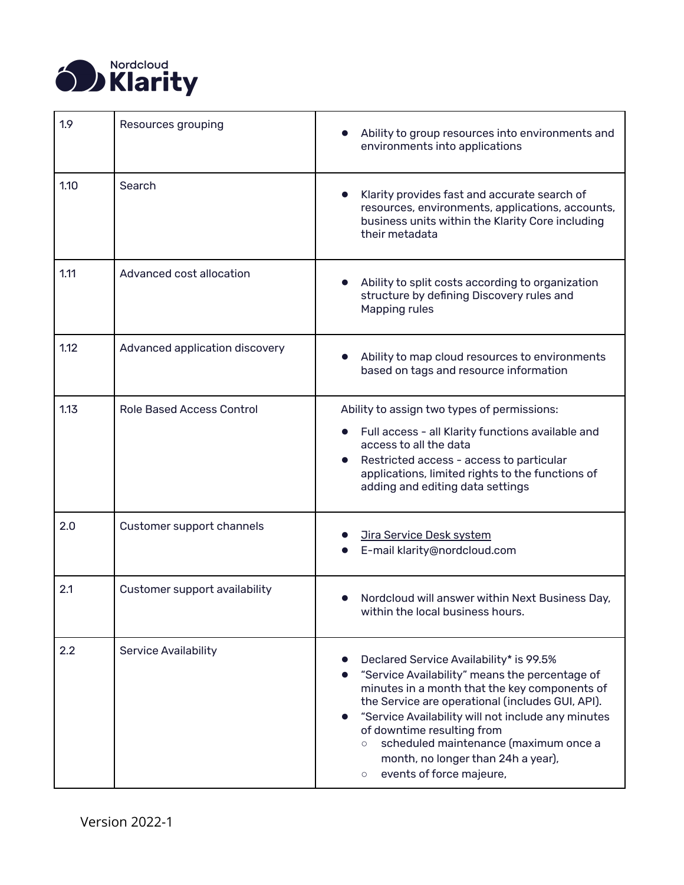| 1.9 | Resources grouping | • Ability to group resources into environments and environments into applications |
|---|---|---|
| 1.10 | Search | • Klarity provides fast and accurate search of resources, environments, applications, accounts, business units within the Klarity Core including their metadata |
| 1.11 | Advanced cost allocation | • Ability to split costs according to organization structure by defining Discovery rules and Mapping rules |
| 1.12 | Advanced application discovery | • Ability to map cloud resources to environments based on tags and resource information |
| 1.13 | Role Based Access Control | Ability to assign two types of permissions:<br>• Full access - all Klarity functions available and access to all the data<br>• Restricted access - access to particular applications, limited rights to the functions of adding and editing data settings |
| 2.0 | Customer support channels | • Jira Service Desk system<br>• E-mail klarity@nordcloud.com |
| 2.1 | Customer support availability | • Nordcloud will answer within Next Business Day, within the local business hours. |
| 2.2 | Service Availability | • Declared Service Availability* is 99.5%<br>• "Service Availability" means the percentage of minutes in a month that the key components of the Service are operational (includes GUI, API).<br>• "Service Availability will not include any minutes of downtime resulting from<br>&nbsp;&nbsp;&nbsp;&nbsp;○ scheduled maintenance (maximum once a month, no longer than 24h a year),<br>&nbsp;&nbsp;&nbsp;&nbsp;○ events of force majeure, |

Version 2022-1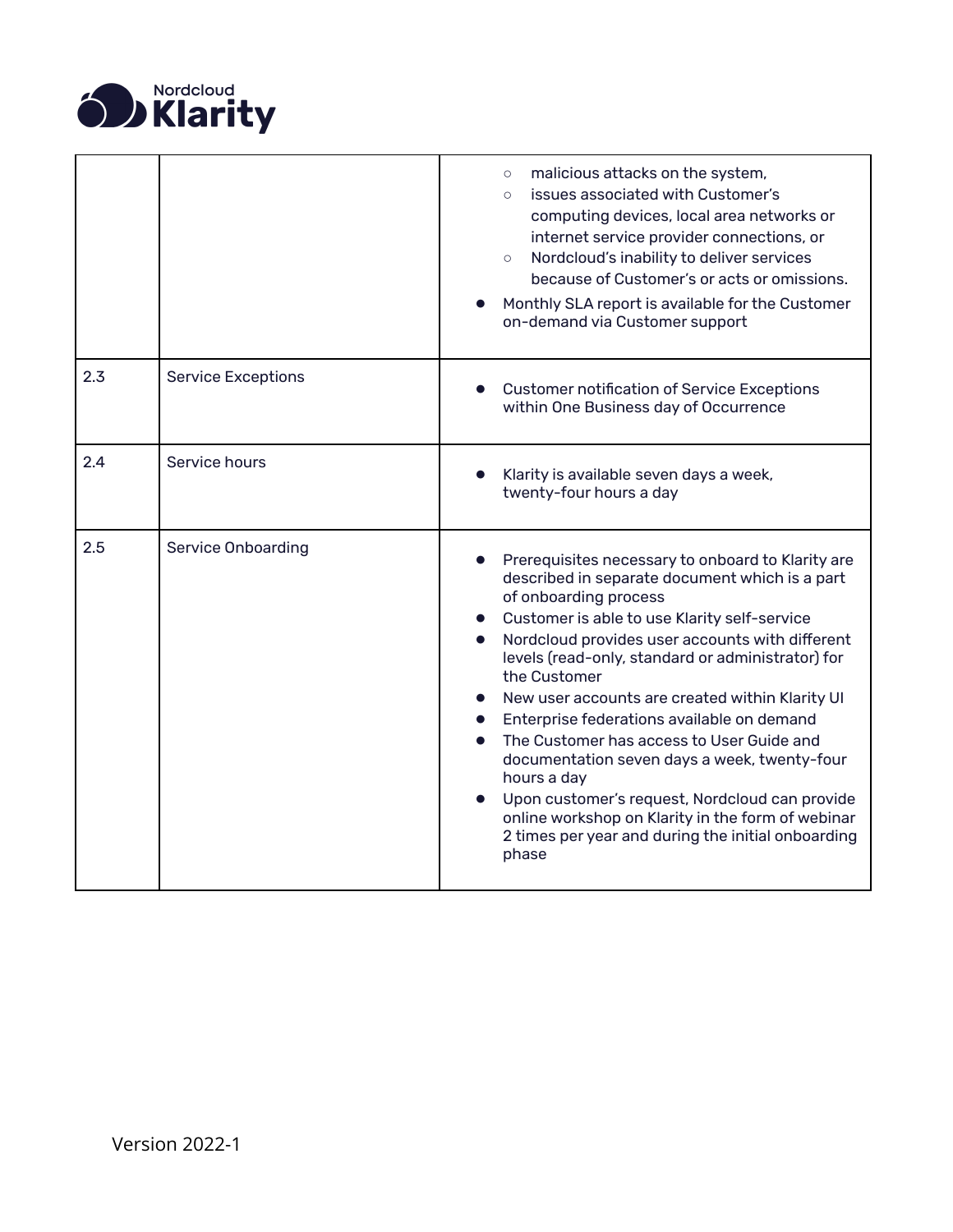| | | |
|---|---|---|
| | | ○ malicious attacks on the system,<br>○ issues associated with Customer's computing devices, local area networks or internet service provider connections, or<br>○ Nordcloud's inability to deliver services because of Customer's or acts or omissions.<br>● Monthly SLA report is available for the Customer on-demand via Customer support |
| 2.3 | Service Exceptions | ● Customer notification of Service Exceptions within One Business day of Occurrence |
| 2.4 | Service hours | ● Klarity is available seven days a week, twenty-four hours a day |
| 2.5 | Service Onboarding | ● Prerequisites necessary to onboard to Klarity are described in separate document which is a part of onboarding process<br>● Customer is able to use Klarity self-service<br>● Nordcloud provides user accounts with different levels (read-only, standard or administrator) for the Customer<br>● New user accounts are created within Klarity UI<br>● Enterprise federations available on demand<br>● The Customer has access to User Guide and documentation seven days a week, twenty-four hours a day<br>● Upon customer's request, Nordcloud can provide online workshop on Klarity in the form of webinar 2 times per year and during the initial onboarding phase |

Version 2022-1